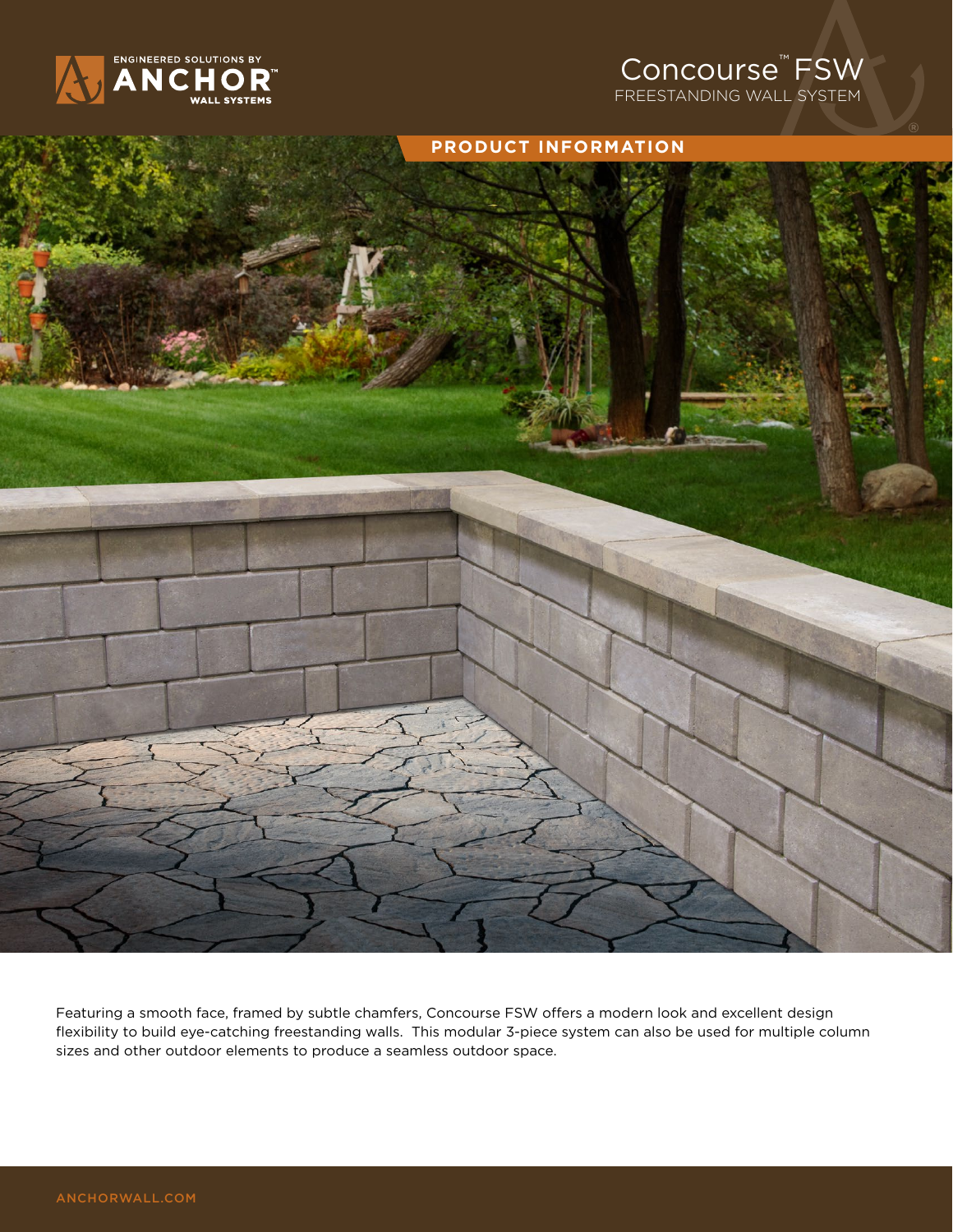ENGINEERED SOLUTIONS BY **ANCHOR**™ WALL SYSTEMS

# Concourse™ FSW

FREESTANDING WALL SYSTEM

## PRODUCT INFORMATION

Featuring a smooth face, framed by subtle chamfers, Concourse FSW offers a modern look and excellent design flexibility to build eye-catching freestanding walls. This modular 3-piece system can also be used for multiple column sizes and other outdoor elements to produce a seamless outdoor space.

ANCHORWALL.COM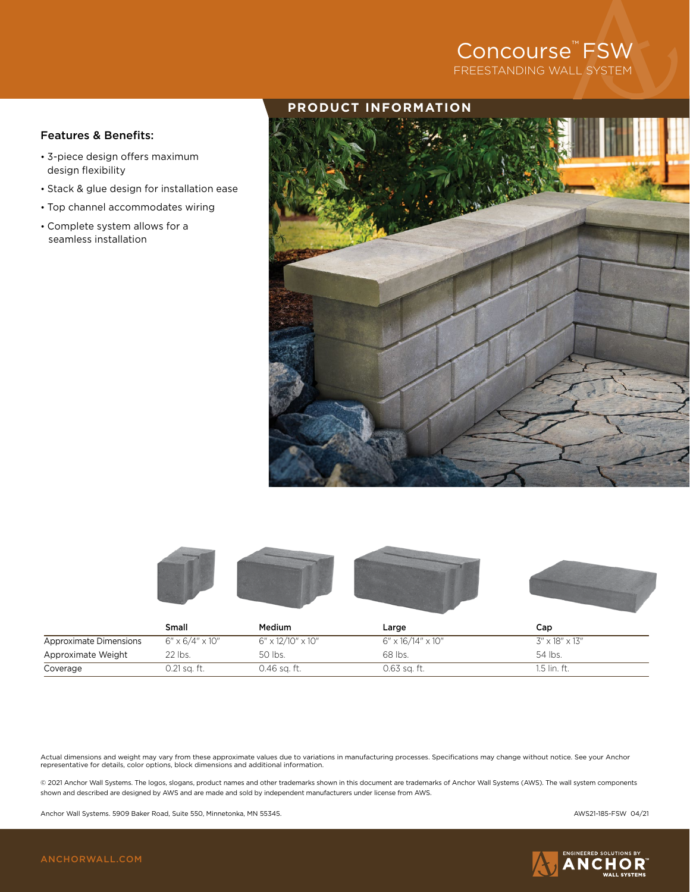# Concourse™ FSW

FREESTANDING WALL SYSTEM

## PRODUCT INFORMATION

### Features & Benefits:

- 3-piece design offers maximum design flexibility
- Stack & glue design for installation ease
- Top channel accommodates wiring
- Complete system allows for a seamless installation

| | Small | Medium | Large | Cap |
|---|---|---|---|---|
| Approximate Dimensions | 6" x 6/4" x 10" | 6" x 12/10" x 10" | 6" x 16/14" x 10" | 3" x 18" x 13" |
| Approximate Weight | 22 lbs. | 50 lbs. | 68 lbs. | 54 lbs. |
| Coverage | 0.21 sq. ft. | 0.46 sq. ft. | 0.63 sq. ft. | 1.5 lin. ft. |

Actual dimensions and weight may vary from these approximate values due to variations in manufacturing processes. Specifications may change without notice. See your Anchor representative for details, color options, block dimensions and additional information.

© 2021 Anchor Wall Systems. The logos, slogans, product names and other trademarks shown in this document are trademarks of Anchor Wall Systems (AWS). The wall system components shown and described are designed by AWS and are made and sold by independent manufacturers under license from AWS.

Anchor Wall Systems. 5909 Baker Road, Suite 550, Minnetonka, MN 55345.

AWS21-185-FSW 04/21

ANCHORWALL.COM

ENGINEERED SOLUTIONS BY ANCHOR™ WALL SYSTEMS